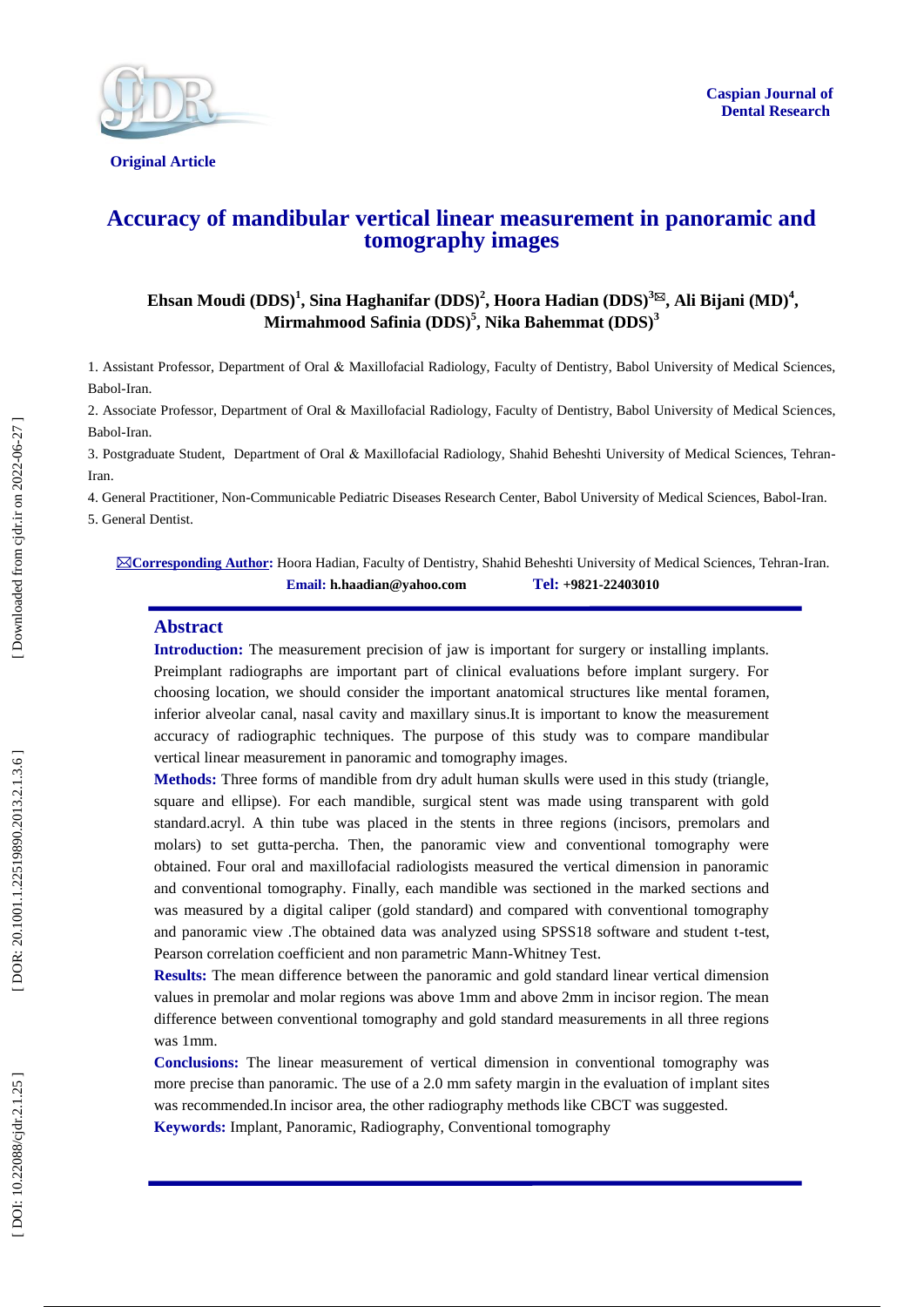Original Article

# Accuracy of mandibular vertical linear measurement in panoramic and tomography images

**Ehsan Moudi (DDS)[1], Sina Haghanifar (DDS)[2], Hoora Hadian (DDS)[3]✉, Ali Bijani (MD)[4], Mirmahmood Safinia (DDS)[5], Nika Bahemmat (DDS)[3]**

1. Assistant Professor, Department of Oral & Maxillofacial Radiology, Faculty of Dentistry, Babol University of Medical Sciences, Babol-Iran.
2. Associate Professor, Department of Oral & Maxillofacial Radiology, Faculty of Dentistry, Babol University of Medical Sciences, Babol-Iran.
3. Postgraduate Student, Department of Oral & Maxillofacial Radiology, Shahid Beheshti University of Medical Sciences, Tehran-Iran.
4. General Practitioner, Non-Communicable Pediatric Diseases Research Center, Babol University of Medical Sciences, Babol-Iran.
5. General Dentist.

✉**Corresponding Author:** Hoora Hadian, Faculty of Dentistry, Shahid Beheshti University of Medical Sciences, Tehran-Iran.
**Email: h.haadian@yahoo.com** **Tel: +9821-22403010**

## Abstract

**Introduction:** The measurement precision of jaw is important for surgery or installing implants. Preimplant radiographs are important part of clinical evaluations before implant surgery. For choosing location, we should consider the important anatomical structures like mental foramen, inferior alveolar canal, nasal cavity and maxillary sinus.It is important to know the measurement accuracy of radiographic techniques. The purpose of this study was to compare mandibular vertical linear measurement in panoramic and tomography images.

**Methods:** Three forms of mandible from dry adult human skulls were used in this study (triangle, square and ellipse). For each mandible, surgical stent was made using transparent with gold standard.acryl. A thin tube was placed in the stents in three regions (incisors, premolars and molars) to set gutta-percha. Then, the panoramic view and conventional tomography were obtained. Four oral and maxillofacial radiologists measured the vertical dimension in panoramic and conventional tomography. Finally, each mandible was sectioned in the marked sections and was measured by a digital caliper (gold standard) and compared with conventional tomography and panoramic view .The obtained data was analyzed using SPSS18 software and student t-test, Pearson correlation coefficient and non parametric Mann-Whitney Test.

**Results:** The mean difference between the panoramic and gold standard linear vertical dimension values in premolar and molar regions was above 1mm and above 2mm in incisor region. The mean difference between conventional tomography and gold standard measurements in all three regions was 1mm.

**Conclusions:** The linear measurement of vertical dimension in conventional tomography was more precise than panoramic. The use of a 2.0 mm safety margin in the evaluation of implant sites was recommended.In incisor area, the other radiography methods like CBCT was suggested.

**Keywords:** Implant, Panoramic, Radiography, Conventional tomography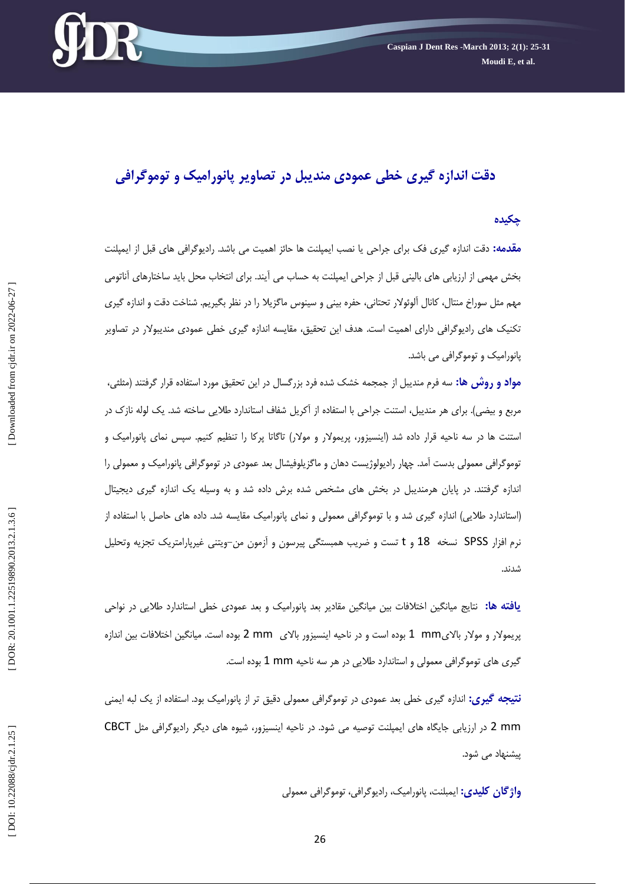# دقت اندازه گیری خطی عمودی مندیبل در تصاویر پانورامیک و توموگرافی

## چکیده

**مقدمه:** دقت اندازه گیری فک برای جراحی یا نصب ایمپلنت ها حائز اهمیت می باشد. رادیوگرافی های قبل از ایمپلنت بخش مهمی از ارزیابی های بالینی قبل از جراحی ایمپلنت به حساب می آیند. برای انتخاب محل باید ساختارهای آناتومی مهم مثل سوراخ منتال، کانال آلوئولار تحتانی، حفره بینی و سینوس ماگزیلا را در نظر بگیریم. شناخت دقت و اندازه گیری تکنیک های رادیوگرافی دارای اهمیت است. هدف این تحقیق، مقایسه اندازه گیری خطی عمودی مندیبولار در تصاویر پانورامیک و توموگرافی می باشد.

**مواد و روش ها:** سه فرم مندیبل از جمجمه خشک شده فرد بزرگسال در این تحقیق مورد استفاده قرار گرفتند (مثلثی، مربع و بیضی). برای هر مندیبل، استنت جراحی با استفاده از آکریل شفاف استاندارد طلایی ساخته شد. یک لوله نازک در استنت ها در سه ناحیه قرار داده شد (اینسیزور، پریمولر و مولار) تاگاتا پرکا را تنظیم کنیم. سپس نمای پانورامیک و توموگرافی معمولی بدست آمد. چهار رادیولوژیست دهان و ماگزیلوفیشال بعد عمودی در توموگرافی پانورامیک و معمولی را اندازه گرفتند. در پایان هرمندیبل در بخش های مشخص شده برش داده شد و به وسیله یک اندازه گیری دیجیتال (استاندارد طلایی) اندازه گیری شد و با توموگرافی معمولی و نمای پانورامیک مقایسه شد. داده های حاصل با استفاده از نرم افزار SPSS نسخه 18 و t تست و ضریب همبستگی پیرسون و آزمون من-ویتنی غیرپارامتریک تجزیه وتحلیل شدند.

**یافته ها:** نتایج میانگین اختلافات بین میانگین مقادیر بعد پانورامیک و بعد عمودی خطی استاندارد طلایی در نواحی پریمولار و مولار بالای mm 1 بوده است و در ناحیه اینسیزور بالای 2 mm بوده است. میانگین اختلافات بین اندازه گیری های توموگرافی معمولی و استاندارد طلایی در هر سه ناحیه 1 mm بوده است.

**نتیجه گیری:** اندازه گیری خطی بعد عمودی در توموگرافی معمولی دقیق تر از پانورامیک بود. استفاده از یک لبه ایمنی 2 mm در ارزیابی جایگاه های ایمپلنت توصیه می شود. در ناحیه اینسیزور، شیوه های دیگر رادیوگرافی مثل CBCT پیشنهاد می شود.

**واژگان کلیدی:** ایمپلنت، پانورامیک، رادیوگرافی، توموگرافی معمولی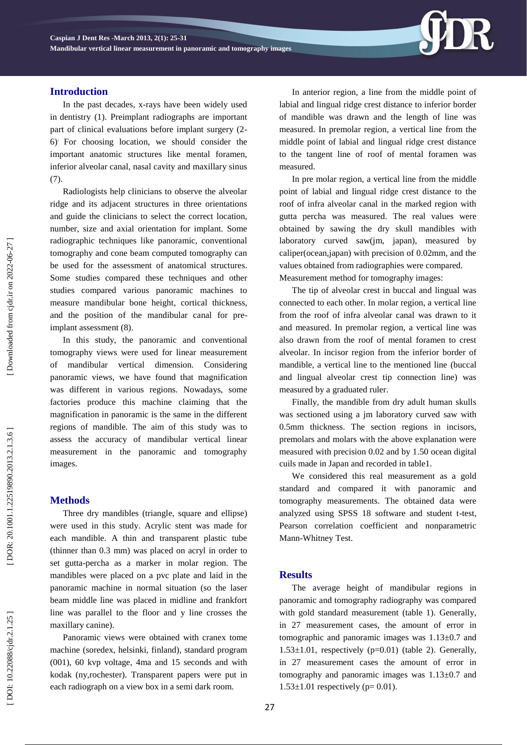## Introduction

In the past decades, x-rays have been widely used in dentistry (1). Preimplant radiographs are important part of clinical evaluations before implant surgery (2-6). For choosing location, we should consider the important anatomic structures like mental foramen, inferior alveolar canal, nasal cavity and maxillary sinus (7).

Radiologists help clinicians to observe the alveolar ridge and its adjacent structures in three orientations and guide the clinicians to select the correct location, number, size and axial orientation for implant. Some radiographic techniques like panoramic, conventional tomography and cone beam computed tomography can be used for the assessment of anatomical structures. Some studies compared these techniques and other studies compared various panoramic machines to measure mandibular bone height, cortical thickness, and the position of the mandibular canal for pre-implant assessment (8).

In this study, the panoramic and conventional tomography views were used for linear measurement of mandibular vertical dimension. Considering panoramic views, we have found that magnification was different in various regions. Nowadays, some factories produce this machine claiming that the magnification in panoramic is the same in the different regions of mandible. The aim of this study was to assess the accuracy of mandibular vertical linear measurement in the panoramic and tomography images.

## Methods

Three dry mandibles (triangle, square and ellipse) were used in this study. Acrylic stent was made for each mandible. A thin and transparent plastic tube (thinner than 0.3 mm) was placed on acryl in order to set gutta-percha as a marker in molar region. The mandibles were placed on a pvc plate and laid in the panoramic machine in normal situation (so the laser beam middle line was placed in midline and frankfort line was parallel to the floor and y line crosses the maxillary canine).

Panoramic views were obtained with cranex tome machine (soredex, helsinki, finland), standard program (001), 60 kvp voltage, 4ma and 15 seconds and with kodak (ny,rochester). Transparent papers were put in each radiograph on a view box in a semi dark room.

In anterior region, a line from the middle point of labial and lingual ridge crest distance to inferior border of mandible was drawn and the length of line was measured. In premolar region, a vertical line from the middle point of labial and lingual ridge crest distance to the tangent line of roof of mental foramen was measured.

In pre molar region, a vertical line from the middle point of labial and lingual ridge crest distance to the roof of infra alveolar canal in the marked region with gutta percha was measured. The real values were obtained by sawing the dry skull mandibles with laboratory curved saw(jm, japan), measured by caliper(ocean,japan) with precision of 0.02mm, and the values obtained from radiographies were compared.

Measurement method for tomography images:

The tip of alveolar crest in buccal and lingual was connected to each other. In molar region, a vertical line from the roof of infra alveolar canal was drawn to it and measured. In premolar region, a vertical line was also drawn from the roof of mental foramen to crest alveolar. In incisor region from the inferior border of mandible, a vertical line to the mentioned line (buccal and lingual alveolar crest tip connection line) was measured by a graduated ruler.

Finally, the mandible from dry adult human skulls was sectioned using a jm laboratory curved saw with 0.5mm thickness. The section regions in incisors, premolars and molars with the above explanation were measured with precision 0.02 and by 1.50 ocean digital cuils made in Japan and recorded in table1.

We considered this real measurement as a gold standard and compared it with panoramic and tomography measurements. The obtained data were analyzed using SPSS 18 software and student t-test, Pearson correlation coefficient and nonparametric Mann-Whitney Test.

## Results

The average height of mandibular regions in panoramic and tomography radiography was compared with gold standard measurement (table 1). Generally, in 27 measurement cases, the amount of error in tomographic and panoramic images was 1.13±0.7 and 1.53±1.01, respectively (p=0.01) (table 2). Generally, in 27 measurement cases the amount of error in tomography and panoramic images was 1.13±0.7 and 1.53±1.01 respectively (p= 0.01).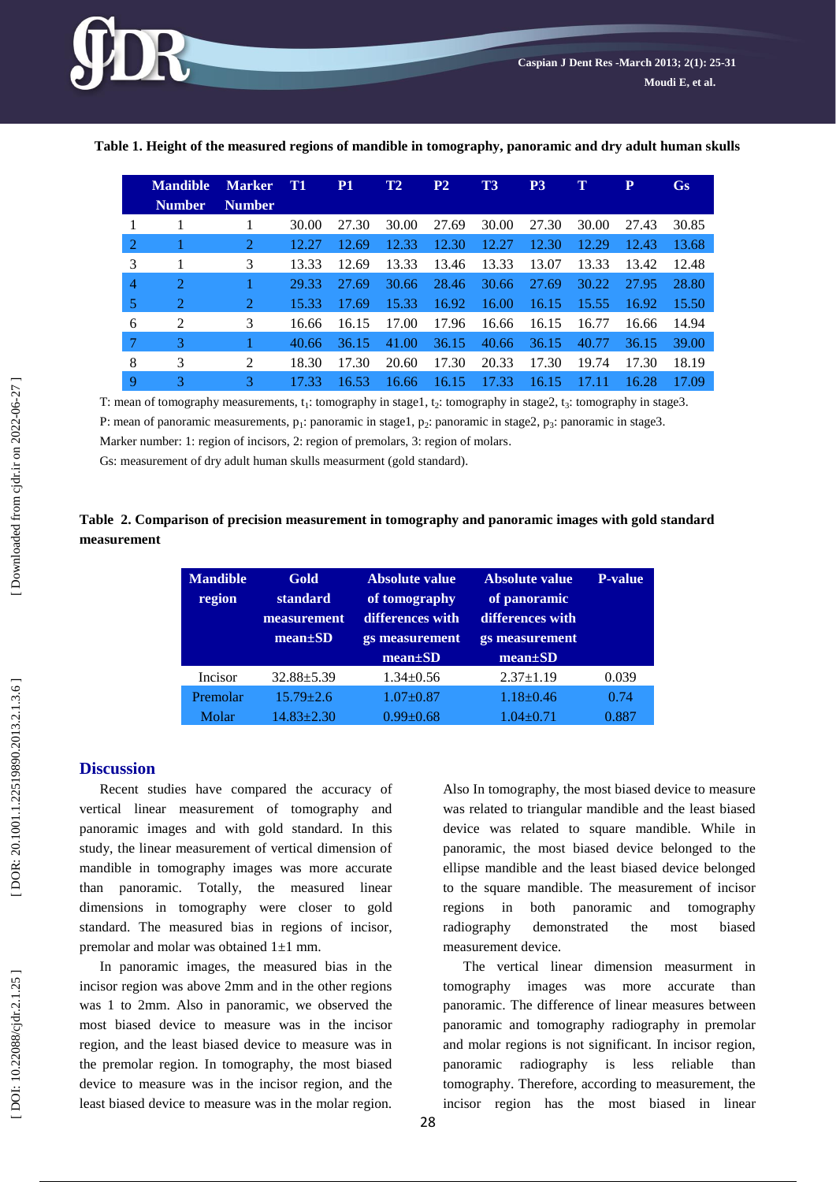**Table 1. Height of the measured regions of mandible in tomography, panoramic and dry adult human skulls**

| | Mandible Number | Marker Number | T1 | P1 | T2 | P2 | T3 | P3 | T | P | Gs |
|---|---|---|---|---|---|---|---|---|---|---|---|
| 1 | 1 | 1 | 30.00 | 27.30 | 30.00 | 27.69 | 30.00 | 27.30 | 30.00 | 27.43 | 30.85 |
| 2 | 1 | 2 | 12.27 | 12.69 | 12.33 | 12.30 | 12.27 | 12.30 | 12.29 | 12.43 | 13.68 |
| 3 | 1 | 3 | 13.33 | 12.69 | 13.33 | 13.46 | 13.33 | 13.07 | 13.33 | 13.42 | 12.48 |
| 4 | 2 | 1 | 29.33 | 27.69 | 30.66 | 28.46 | 30.66 | 27.69 | 30.22 | 27.95 | 28.80 |
| 5 | 2 | 2 | 15.33 | 17.69 | 15.33 | 16.92 | 16.00 | 16.15 | 15.55 | 16.92 | 15.50 |
| 6 | 2 | 3 | 16.66 | 16.15 | 17.00 | 17.96 | 16.66 | 16.15 | 16.77 | 16.66 | 14.94 |
| 7 | 3 | 1 | 40.66 | 36.15 | 41.00 | 36.15 | 40.66 | 36.15 | 40.77 | 36.15 | 39.00 |
| 8 | 3 | 2 | 18.30 | 17.30 | 20.60 | 17.30 | 20.33 | 17.30 | 19.74 | 17.30 | 18.19 |
| 9 | 3 | 3 | 17.33 | 16.53 | 16.66 | 16.15 | 17.33 | 16.15 | 17.11 | 16.28 | 17.09 |

T: mean of tomography measurements, $t_1$: tomography in stage1, $t_2$: tomography in stage2, $t_3$: tomography in stage3.
P: mean of panoramic measurements, $p_1$: panoramic in stage1, $p_2$: panoramic in stage2, $p_3$: panoramic in stage3.
Marker number: 1: region of incisors, 2: region of premolars, 3: region of molars.
Gs: measurement of dry adult human skulls measurment (gold standard).

**Table 2. Comparison of precision measurement in tomography and panoramic images with gold standard measurement**

| Mandible region | Gold standard measurement mean±SD | Absolute value of tomography differences with gs measurement mean±SD | Absolute value of panoramic differences with gs measurement mean±SD | P-value |
|---|---|---|---|---|
| Incisor | 32.88±5.39 | 1.34±0.56 | 2.37±1.19 | 0.039 |
| Premolar | 15.79±2.6 | 1.07±0.87 | 1.18±0.46 | 0.74 |
| Molar | 14.83±2.30 | 0.99±0.68 | 1.04±0.71 | 0.887 |

## Discussion

Recent studies have compared the accuracy of vertical linear measurement of tomography and panoramic images and with gold standard. In this study, the linear measurement of vertical dimension of mandible in tomography images was more accurate than panoramic. Totally, the measured linear dimensions in tomography were closer to gold standard. The measured bias in regions of incisor, premolar and molar was obtained 1±1 mm.

In panoramic images, the measured bias in the incisor region was above 2mm and in the other regions was 1 to 2mm. Also in panoramic, we observed the most biased device to measure was in the incisor region, and the least biased device to measure was in the premolar region. In tomography, the most biased device to measure was in the incisor region, and the least biased device to measure was in the molar region. Also In tomography, the most biased device to measure was related to triangular mandible and the least biased device was related to square mandible. While in panoramic, the most biased device belonged to the ellipse mandible and the least biased device belonged to the square mandible. The measurement of incisor regions in both panoramic and tomography radiography demonstrated the most biased measurement device.

The vertical linear dimension measurment in tomography images was more accurate than panoramic. The difference of linear measures between panoramic and tomography radiography in premolar and molar regions is not significant. In incisor region, panoramic radiography is less reliable than tomography. Therefore, according to measurement, the incisor region has the most biased in linear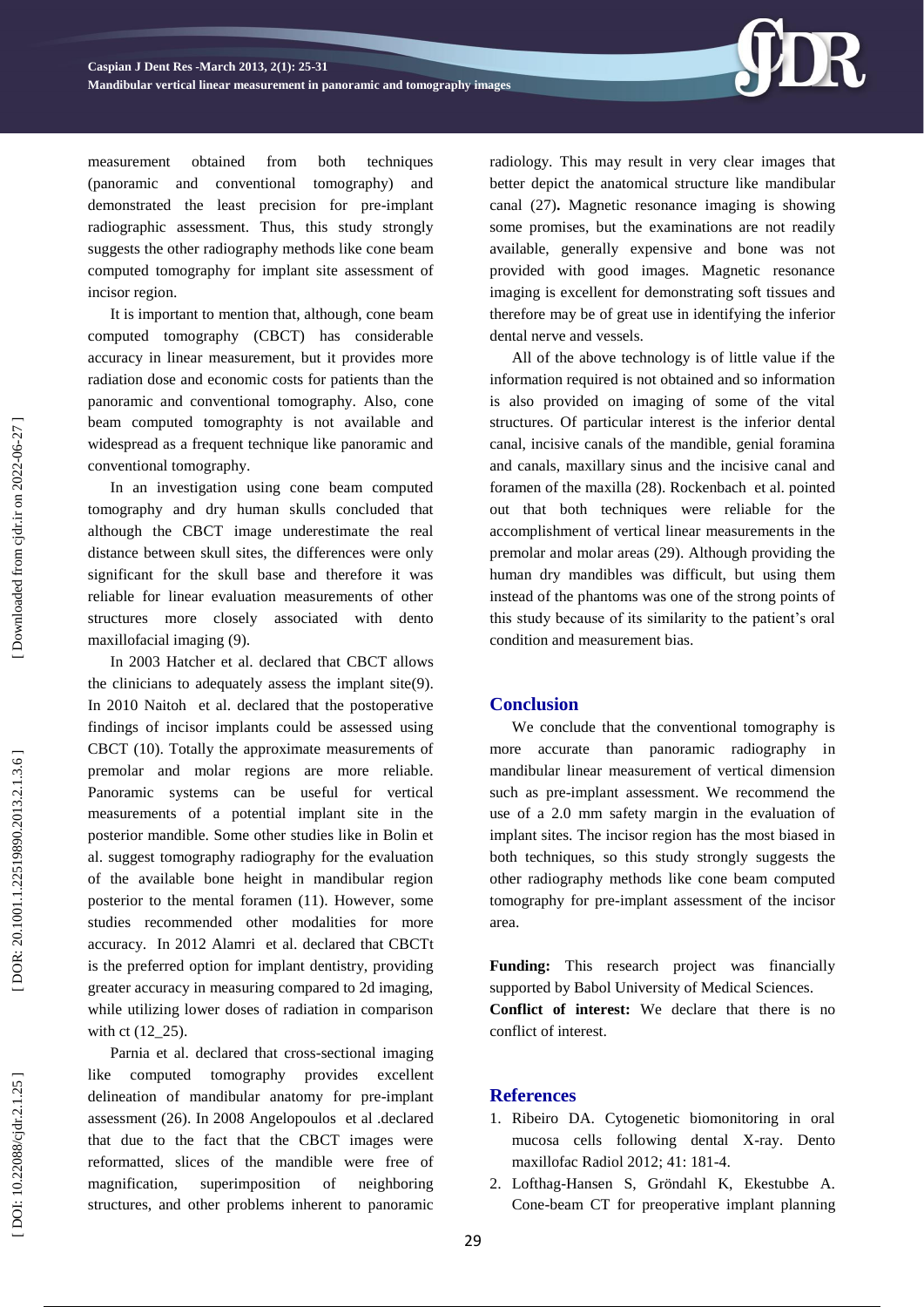measurement obtained from both techniques (panoramic and conventional tomography) and demonstrated the least precision for pre-implant radiographic assessment. Thus, this study strongly suggests the other radiography methods like cone beam computed tomography for implant site assessment of incisor region.

It is important to mention that, although, cone beam computed tomography (CBCT) has considerable accuracy in linear measurement, but it provides more radiation dose and economic costs for patients than the panoramic and conventional tomography. Also, cone beam computed tomography is not available and widespread as a frequent technique like panoramic and conventional tomography.

In an investigation using cone beam computed tomography and dry human skulls concluded that although the CBCT image underestimate the real distance between skull sites, the differences were only significant for the skull base and therefore it was reliable for linear evaluation measurements of other structures more closely associated with dento maxillofacial imaging (9).

In 2003 Hatcher et al. declared that CBCT allows the clinicians to adequately assess the implant site(9). In 2010 Naitoh et al. declared that the postoperative findings of incisor implants could be assessed using CBCT (10). Totally the approximate measurements of premolar and molar regions are more reliable. Panoramic systems can be useful for vertical measurements of a potential implant site in the posterior mandible. Some other studies like in Bolin et al. suggest tomography radiography for the evaluation of the available bone height in mandibular region posterior to the mental foramen (11). However, some studies recommended other modalities for more accuracy. In 2012 Alamri et al. declared that CBCTt is the preferred option for implant dentistry, providing greater accuracy in measuring compared to 2d imaging, while utilizing lower doses of radiation in comparison with ct (12_25).

Parnia et al. declared that cross-sectional imaging like computed tomography provides excellent delineation of mandibular anatomy for pre-implant assessment (26). In 2008 Angelopoulos et al .declared that due to the fact that the CBCT images were reformatted, slices of the mandible were free of magnification, superimposition of neighboring structures, and other problems inherent to panoramic radiology. This may result in very clear images that better depict the anatomical structure like mandibular canal (27)**.** Magnetic resonance imaging is showing some promises, but the examinations are not readily available, generally expensive and bone was not provided with good images. Magnetic resonance imaging is excellent for demonstrating soft tissues and therefore may be of great use in identifying the inferior dental nerve and vessels.

All of the above technology is of little value if the information required is not obtained and so information is also provided on imaging of some of the vital structures. Of particular interest is the inferior dental canal, incisive canals of the mandible, genial foramina and canals, maxillary sinus and the incisive canal and foramen of the maxilla (28). Rockenbach et al. pointed out that both techniques were reliable for the accomplishment of vertical linear measurements in the premolar and molar areas (29). Although providing the human dry mandibles was difficult, but using them instead of the phantoms was one of the strong points of this study because of its similarity to the patient's oral condition and measurement bias.

## Conclusion

We conclude that the conventional tomography is more accurate than panoramic radiography in mandibular linear measurement of vertical dimension such as pre-implant assessment. We recommend the use of a 2.0 mm safety margin in the evaluation of implant sites. The incisor region has the most biased in both techniques, so this study strongly suggests the other radiography methods like cone beam computed tomography for pre-implant assessment of the incisor area.

**Funding:** This research project was financially supported by Babol University of Medical Sciences.

**Conflict of interest:** We declare that there is no conflict of interest.

## References

1. Ribeiro DA. Cytogenetic biomonitoring in oral mucosa cells following dental X-ray. Dento maxillofac Radiol 2012; 41: 181-4.
2. Lofthag-Hansen S, Gröndahl K, Ekestubbe A. Cone-beam CT for preoperative implant planning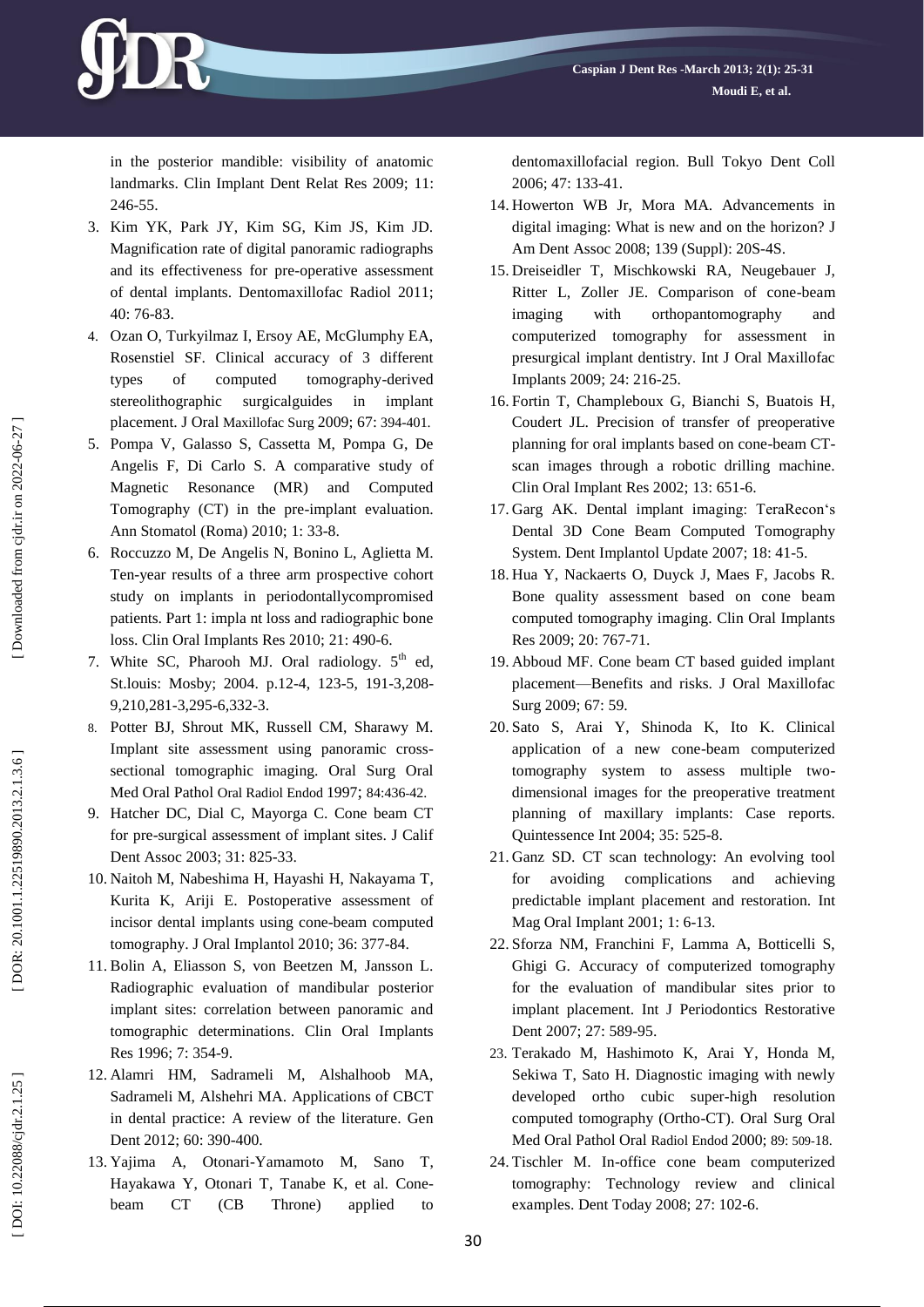in the posterior mandible: visibility of anatomic landmarks. Clin Implant Dent Relat Res 2009; 11: 246-55.

3. Kim YK, Park JY, Kim SG, Kim JS, Kim JD. Magnification rate of digital panoramic radiographs and its effectiveness for pre-operative assessment of dental implants. Dentomaxillofac Radiol 2011; 40: 76-83.
4. Ozan O, Turkyilmaz I, Ersoy AE, McGlumphy EA, Rosenstiel SF. Clinical accuracy of 3 different types of computed tomography-derived stereolithographic surgicalguides in implant placement. J Oral Maxillofac Surg 2009; 67: 394-401.
5. Pompa V, Galasso S, Cassetta M, Pompa G, De Angelis F, Di Carlo S. A comparative study of Magnetic Resonance (MR) and Computed Tomography (CT) in the pre-implant evaluation. Ann Stomatol (Roma) 2010; 1: 33-8.
6. Roccuzzo M, De Angelis N, Bonino L, Aglietta M. Ten-year results of a three arm prospective cohort study on implants in periodontallycompromised patients. Part 1: impla nt loss and radiographic bone loss. Clin Oral Implants Res 2010; 21: 490-6.
7. White SC, Pharooh MJ. Oral radiology. 5th ed, St.louis: Mosby; 2004. p.12-4, 123-5, 191-3,208-9,210,281-3,295-6,332-3.
8. Potter BJ, Shrout MK, Russell CM, Sharawy M. Implant site assessment using panoramic cross-sectional tomographic imaging. Oral Surg Oral Med Oral Pathol Oral Radiol Endod 1997; 84:436-42.
9. Hatcher DC, Dial C, Mayorga C. Cone beam CT for pre-surgical assessment of implant sites. J Calif Dent Assoc 2003; 31: 825-33.
10. Naitoh M, Nabeshima H, Hayashi H, Nakayama T, Kurita K, Ariji E. Postoperative assessment of incisor dental implants using cone-beam computed tomography. J Oral Implantol 2010; 36: 377-84.
11. Bolin A, Eliasson S, von Beetzen M, Jansson L. Radiographic evaluation of mandibular posterior implant sites: correlation between panoramic and tomographic determinations. Clin Oral Implants Res 1996; 7: 354-9.
12. Alamri HM, Sadrameli M, Alshalhoob MA, Sadrameli M, Alshehri MA. Applications of CBCT in dental practice: A review of the literature. Gen Dent 2012; 60: 390-400.
13. Yajima A, Otonari-Yamamoto M, Sano T, Hayakawa Y, Otonari T, Tanabe K, et al. Cone-beam CT (CB Throne) applied to dentomaxillofacial region. Bull Tokyo Dent Coll 2006; 47: 133-41.
14. Howerton WB Jr, Mora MA. Advancements in digital imaging: What is new and on the horizon? J Am Dent Assoc 2008; 139 (Suppl): 20S-4S.
15. Dreiseidler T, Mischkowski RA, Neugebauer J, Ritter L, Zoller JE. Comparison of cone-beam imaging with orthopantomography and computerized tomography for assessment in presurgical implant dentistry. Int J Oral Maxillofac Implants 2009; 24: 216-25.
16. Fortin T, Champleboux G, Bianchi S, Buatois H, Coudert JL. Precision of transfer of preoperative planning for oral implants based on cone-beam CT-scan images through a robotic drilling machine. Clin Oral Implant Res 2002; 13: 651-6.
17. Garg AK. Dental implant imaging: TeraRecon's Dental 3D Cone Beam Computed Tomography System. Dent Implantol Update 2007; 18: 41-5.
18. Hua Y, Nackaerts O, Duyck J, Maes F, Jacobs R. Bone quality assessment based on cone beam computed tomography imaging. Clin Oral Implants Res 2009; 20: 767-71.
19. Abboud MF. Cone beam CT based guided implant placement—Benefits and risks. J Oral Maxillofac Surg 2009; 67: 59.
20. Sato S, Arai Y, Shinoda K, Ito K. Clinical application of a new cone-beam computerized tomography system to assess multiple two-dimensional images for the preoperative treatment planning of maxillary implants: Case reports. Quintessence Int 2004; 35: 525-8.
21. Ganz SD. CT scan technology: An evolving tool for avoiding complications and achieving predictable implant placement and restoration. Int Mag Oral Implant 2001; 1: 6-13.
22. Sforza NM, Franchini F, Lamma A, Botticelli S, Ghigi G. Accuracy of computerized tomography for the evaluation of mandibular sites prior to implant placement. Int J Periodontics Restorative Dent 2007; 27: 589-95.
23. Terakado M, Hashimoto K, Arai Y, Honda M, Sekiwa T, Sato H. Diagnostic imaging with newly developed ortho cubic super-high resolution computed tomography (Ortho-CT). Oral Surg Oral Med Oral Pathol Oral Radiol Endod 2000; 89: 509-18.
24. Tischler M. In-office cone beam computerized tomography: Technology review and clinical examples. Dent Today 2008; 27: 102-6.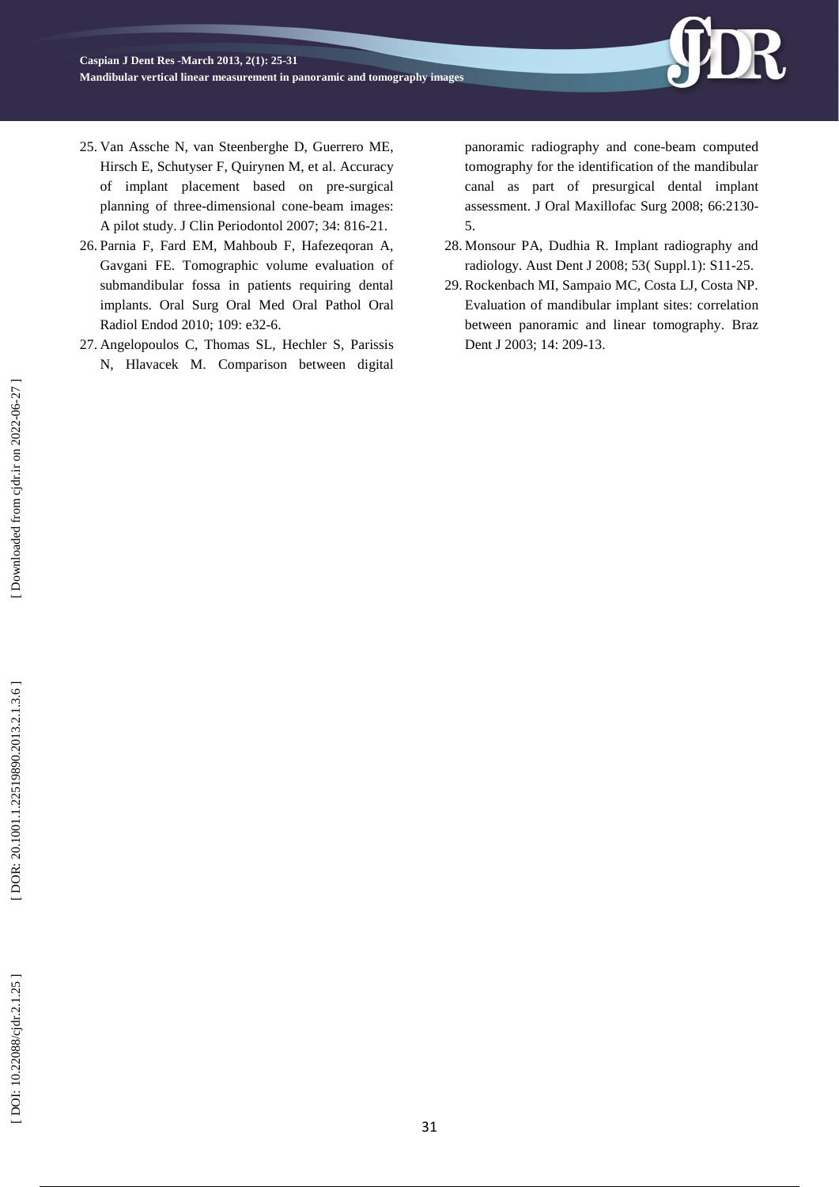25. Van Assche N, van Steenberghe D, Guerrero ME, Hirsch E, Schutyser F, Quirynen M, et al. Accuracy of implant placement based on pre-surgical planning of three-dimensional cone-beam images: A pilot study. J Clin Periodontol 2007; 34: 816-21.
26. Parnia F, Fard EM, Mahboub F, Hafezeqoran A, Gavgani FE. Tomographic volume evaluation of submandibular fossa in patients requiring dental implants. Oral Surg Oral Med Oral Pathol Oral Radiol Endod 2010; 109: e32-6.
27. Angelopoulos C, Thomas SL, Hechler S, Parissis N, Hlavacek M. Comparison between digital panoramic radiography and cone-beam computed tomography for the identification of the mandibular canal as part of presurgical dental implant assessment. J Oral Maxillofac Surg 2008; 66:2130-5.
28. Monsour PA, Dudhia R. Implant radiography and radiology. Aust Dent J 2008; 53( Suppl.1): S11-25.
29. Rockenbach MI, Sampaio MC, Costa LJ, Costa NP. Evaluation of mandibular implant sites: correlation between panoramic and linear tomography. Braz Dent J 2003; 14: 209-13.